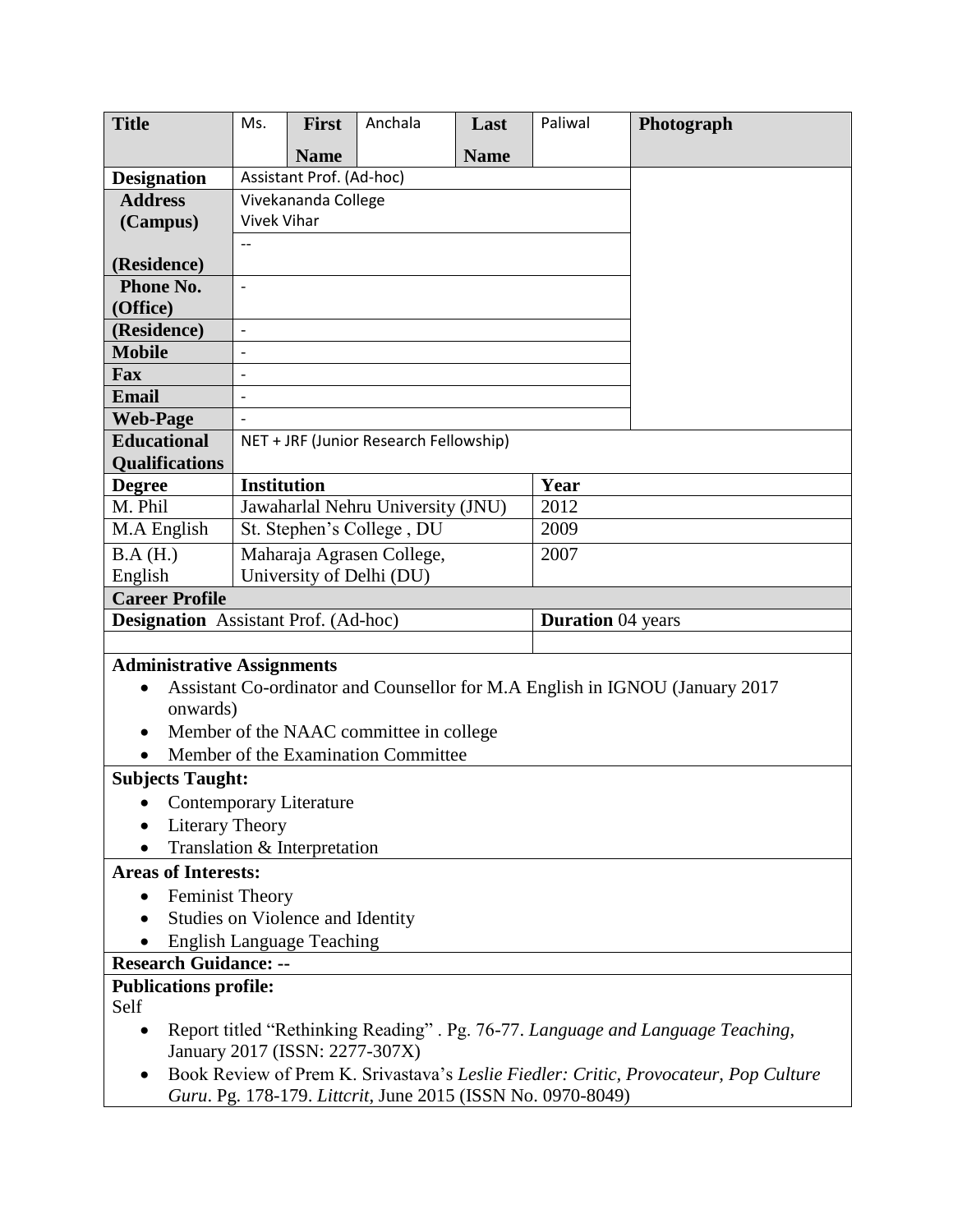| Title | Ms. | First Name | Anchala | Last Name | Paliwal | Photograph |
|---|---|---|---|---|---|---|
| Designation | Assistant Prof. (Ad-hoc) | | | | | |
| Address (Campus) | Vivekananda College Vivek Vihar | | | | | |
| (Residence) | -- | | | | | |
| Phone No. (Office) | - | | | | | |
| (Residence) | - | | | | | |
| Mobile | - | | | | | |
| Fax | - | | | | | |
| Email | - | | | | | |
| Web-Page | - | | | | | |
| Educational Qualifications | NET + JRF (Junior Research Fellowship) | | | | | |

| Degree | Institution | Year |
|---|---|---|
| M. Phil | Jawaharlal Nehru University (JNU) | 2012 |
| M.A English | St. Stephen's College , DU | 2009 |
| B.A (H.) English | Maharaja Agrasen College, University of Delhi (DU) | 2007 |

**Career Profile**

| Designation | Duration |
|---|---|
| Assistant Prof. (Ad-hoc) | 04 years |

**Administrative Assignments**

- Assistant Co-ordinator and Counsellor for M.A English in IGNOU (January 2017 onwards)
- Member of the NAAC committee in college
- Member of the Examination Committee

**Subjects Taught:**

- Contemporary Literature
- Literary Theory
- Translation & Interpretation

**Areas of Interests:**

- Feminist Theory
- Studies on Violence and Identity
- English Language Teaching

**Research Guidance: --**

**Publications profile:**

Self

- Report titled "Rethinking Reading" . Pg. 76-77. *Language and Language Teaching*, January 2017 (ISSN: 2277-307X)
- Book Review of Prem K. Srivastava's *Leslie Fiedler: Critic, Provocateur, Pop Culture Guru*. Pg. 178-179. *Littcrit*, June 2015 (ISSN No. 0970-8049)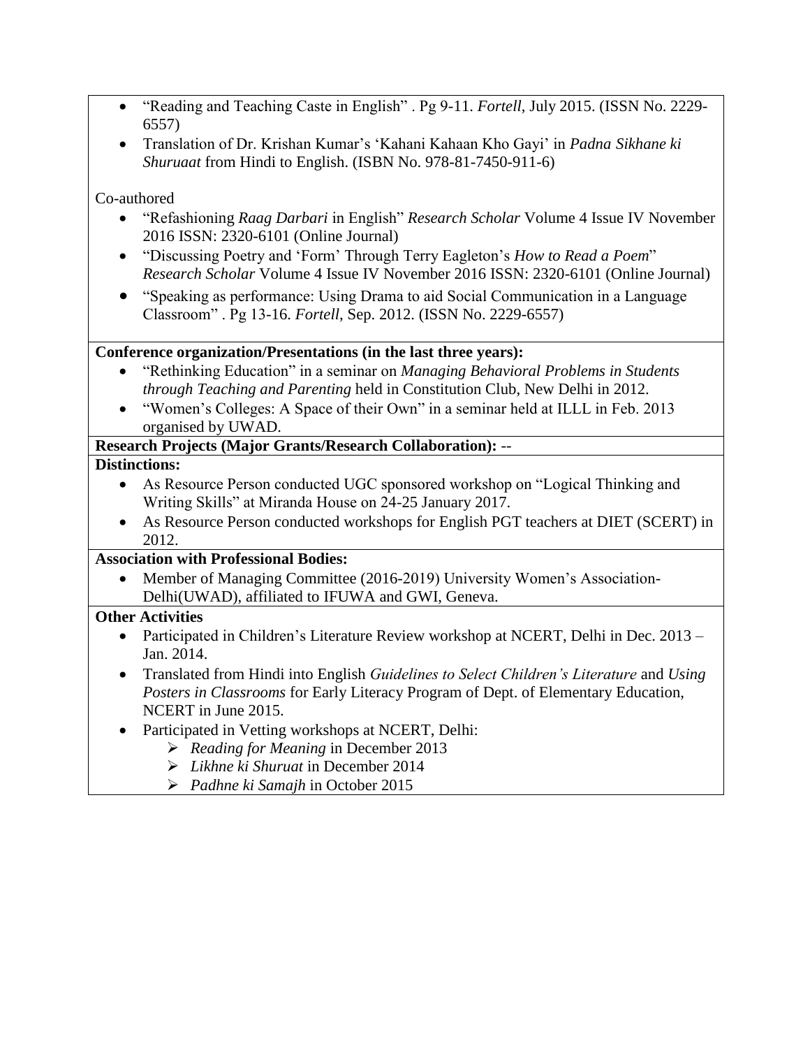- "Reading and Teaching Caste in English" . Pg 9-11. *Fortell*, July 2015. (ISSN No. 2229-6557)
- Translation of Dr. Krishan Kumar's 'Kahani Kahaan Kho Gayi' in *Padna Sikhane ki Shuruaat* from Hindi to English. (ISBN No. 978-81-7450-911-6)

Co-authored

- "Refashioning *Raag Darbari* in English" *Research Scholar* Volume 4 Issue IV November 2016 ISSN: 2320-6101 (Online Journal)
- "Discussing Poetry and 'Form' Through Terry Eagleton's *How to Read a Poem*" *Research Scholar* Volume 4 Issue IV November 2016 ISSN: 2320-6101 (Online Journal)
- "Speaking as performance: Using Drama to aid Social Communication in a Language Classroom" . Pg 13-16. *Fortell*, Sep. 2012. (ISSN No. 2229-6557)

**Conference organization/Presentations (in the last three years):**

- "Rethinking Education" in a seminar on *Managing Behavioral Problems in Students through Teaching and Parenting* held in Constitution Club, New Delhi in 2012.
- "Women's Colleges: A Space of their Own" in a seminar held at ILLL in Feb. 2013 organised by UWAD.

**Research Projects (Major Grants/Research Collaboration):** --

**Distinctions:**

- As Resource Person conducted UGC sponsored workshop on "Logical Thinking and Writing Skills" at Miranda House on 24-25 January 2017.
- As Resource Person conducted workshops for English PGT teachers at DIET (SCERT) in 2012.

**Association with Professional Bodies:**

- Member of Managing Committee (2016-2019) University Women's Association-Delhi(UWAD), affiliated to IFUWA and GWI, Geneva.

**Other Activities**

- Participated in Children's Literature Review workshop at NCERT, Delhi in Dec. 2013 – Jan. 2014.
- Translated from Hindi into English *Guidelines to Select Children's Literature* and *Using Posters in Classrooms* for Early Literacy Program of Dept. of Elementary Education, NCERT in June 2015.
- Participated in Vetting workshops at NCERT, Delhi:
  - *Reading for Meaning* in December 2013
  - *Likhne ki Shuruat* in December 2014
  - *Padhne ki Samajh* in October 2015